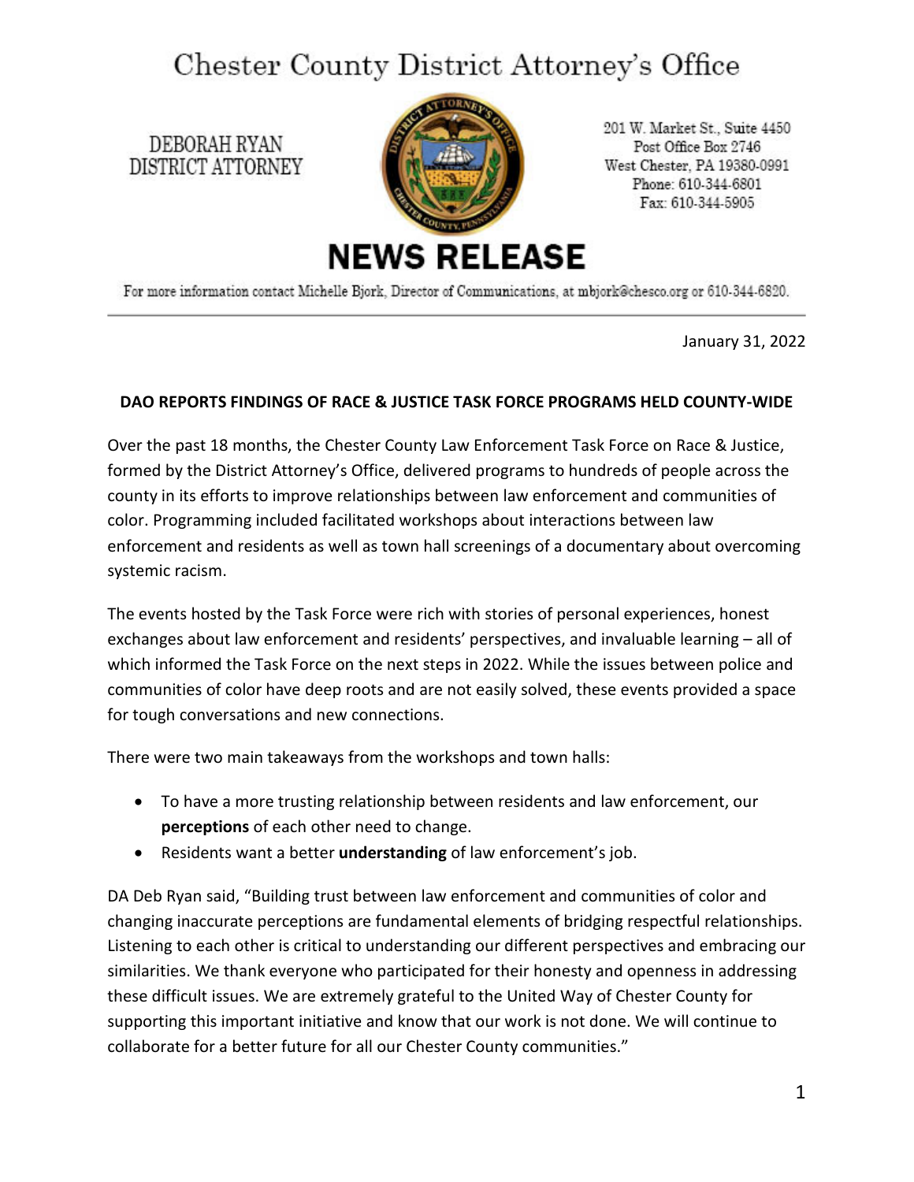# Chester County District Attorney's Office

DEBORAH RYAN
DISTRICT ATTORNEY

201 W. Market St., Suite 4450
Post Office Box 2746
West Chester, PA 19380-0991
Phone: 610-344-6801
Fax: 610-344-5905

# NEWS RELEASE

For more information contact Michelle Bjork, Director of Communications, at mbjork@chesco.org or 610-344-6820.

---

January 31, 2022

**DAO REPORTS FINDINGS OF RACE & JUSTICE TASK FORCE PROGRAMS HELD COUNTY-WIDE**

Over the past 18 months, the Chester County Law Enforcement Task Force on Race & Justice, formed by the District Attorney's Office, delivered programs to hundreds of people across the county in its efforts to improve relationships between law enforcement and communities of color. Programming included facilitated workshops about interactions between law enforcement and residents as well as town hall screenings of a documentary about overcoming systemic racism.

The events hosted by the Task Force were rich with stories of personal experiences, honest exchanges about law enforcement and residents' perspectives, and invaluable learning – all of which informed the Task Force on the next steps in 2022. While the issues between police and communities of color have deep roots and are not easily solved, these events provided a space for tough conversations and new connections.

There were two main takeaways from the workshops and town halls:

- To have a more trusting relationship between residents and law enforcement, our **perceptions** of each other need to change.
- Residents want a better **understanding** of law enforcement's job.

DA Deb Ryan said, "Building trust between law enforcement and communities of color and changing inaccurate perceptions are fundamental elements of bridging respectful relationships. Listening to each other is critical to understanding our different perspectives and embracing our similarities. We thank everyone who participated for their honesty and openness in addressing these difficult issues. We are extremely grateful to the United Way of Chester County for supporting this important initiative and know that our work is not done. We will continue to collaborate for a better future for all our Chester County communities."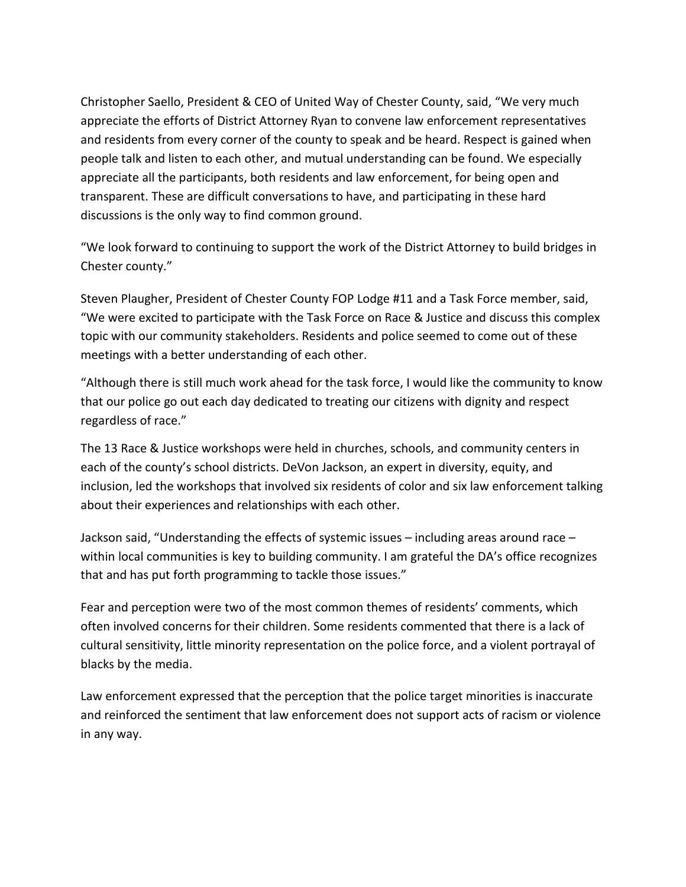Christopher Saello, President & CEO of United Way of Chester County, said, "We very much appreciate the efforts of District Attorney Ryan to convene law enforcement representatives and residents from every corner of the county to speak and be heard. Respect is gained when people talk and listen to each other, and mutual understanding can be found. We especially appreciate all the participants, both residents and law enforcement, for being open and transparent. These are difficult conversations to have, and participating in these hard discussions is the only way to find common ground.

"We look forward to continuing to support the work of the District Attorney to build bridges in Chester county."

Steven Plaugher, President of Chester County FOP Lodge #11 and a Task Force member, said, "We were excited to participate with the Task Force on Race & Justice and discuss this complex topic with our community stakeholders. Residents and police seemed to come out of these meetings with a better understanding of each other.

"Although there is still much work ahead for the task force, I would like the community to know that our police go out each day dedicated to treating our citizens with dignity and respect regardless of race."

The 13 Race & Justice workshops were held in churches, schools, and community centers in each of the county's school districts. DeVon Jackson, an expert in diversity, equity, and inclusion, led the workshops that involved six residents of color and six law enforcement talking about their experiences and relationships with each other.

Jackson said, "Understanding the effects of systemic issues – including areas around race – within local communities is key to building community. I am grateful the DA's office recognizes that and has put forth programming to tackle those issues."

Fear and perception were two of the most common themes of residents' comments, which often involved concerns for their children. Some residents commented that there is a lack of cultural sensitivity, little minority representation on the police force, and a violent portrayal of blacks by the media.

Law enforcement expressed that the perception that the police target minorities is inaccurate and reinforced the sentiment that law enforcement does not support acts of racism or violence in any way.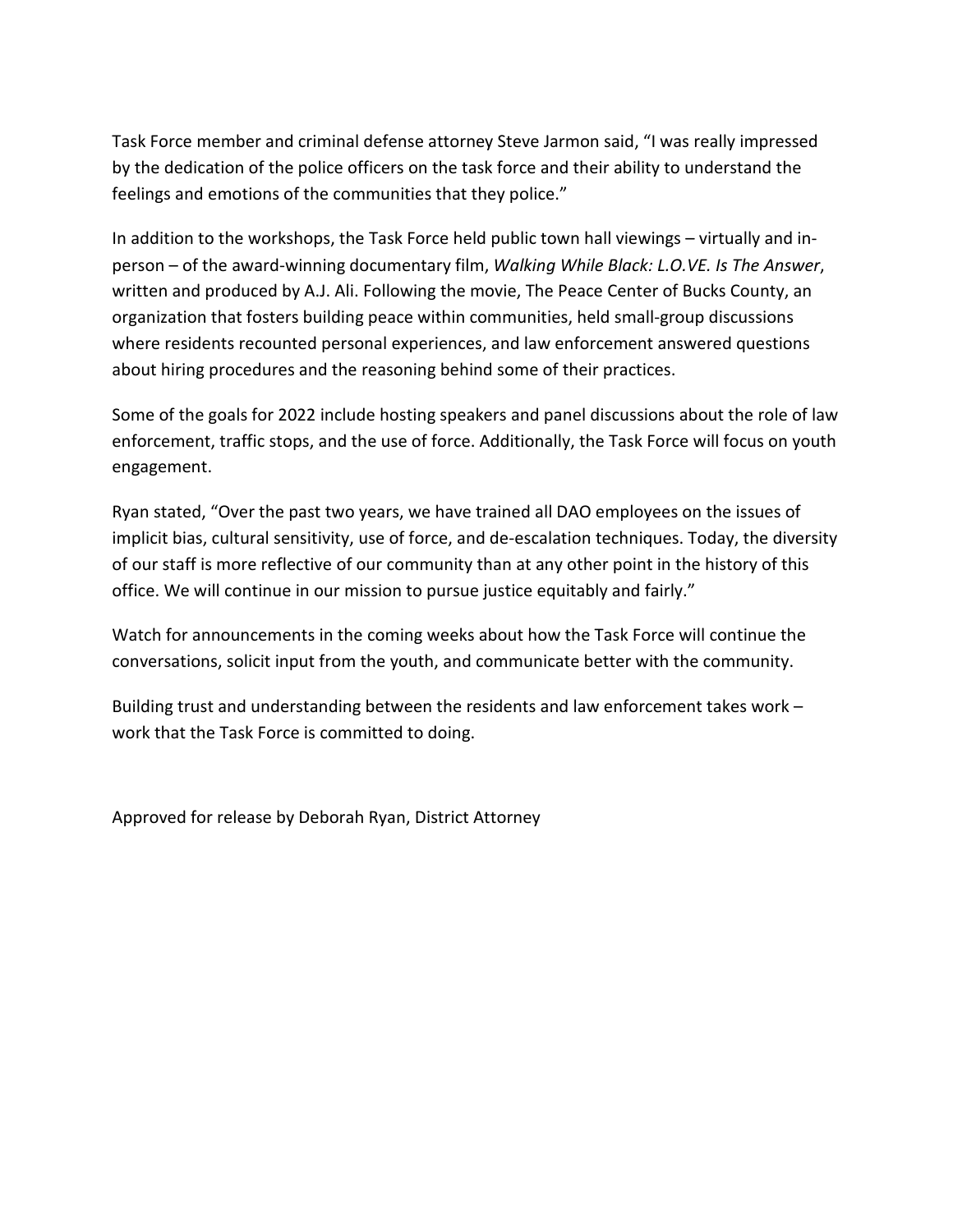Task Force member and criminal defense attorney Steve Jarmon said, "I was really impressed by the dedication of the police officers on the task force and their ability to understand the feelings and emotions of the communities that they police."

In addition to the workshops, the Task Force held public town hall viewings – virtually and in-person – of the award-winning documentary film, *Walking While Black: L.O.VE. Is The Answer*, written and produced by A.J. Ali. Following the movie, The Peace Center of Bucks County, an organization that fosters building peace within communities, held small-group discussions where residents recounted personal experiences, and law enforcement answered questions about hiring procedures and the reasoning behind some of their practices.

Some of the goals for 2022 include hosting speakers and panel discussions about the role of law enforcement, traffic stops, and the use of force. Additionally, the Task Force will focus on youth engagement.

Ryan stated, "Over the past two years, we have trained all DAO employees on the issues of implicit bias, cultural sensitivity, use of force, and de-escalation techniques. Today, the diversity of our staff is more reflective of our community than at any other point in the history of this office. We will continue in our mission to pursue justice equitably and fairly."

Watch for announcements in the coming weeks about how the Task Force will continue the conversations, solicit input from the youth, and communicate better with the community.

Building trust and understanding between the residents and law enforcement takes work – work that the Task Force is committed to doing.

Approved for release by Deborah Ryan, District Attorney